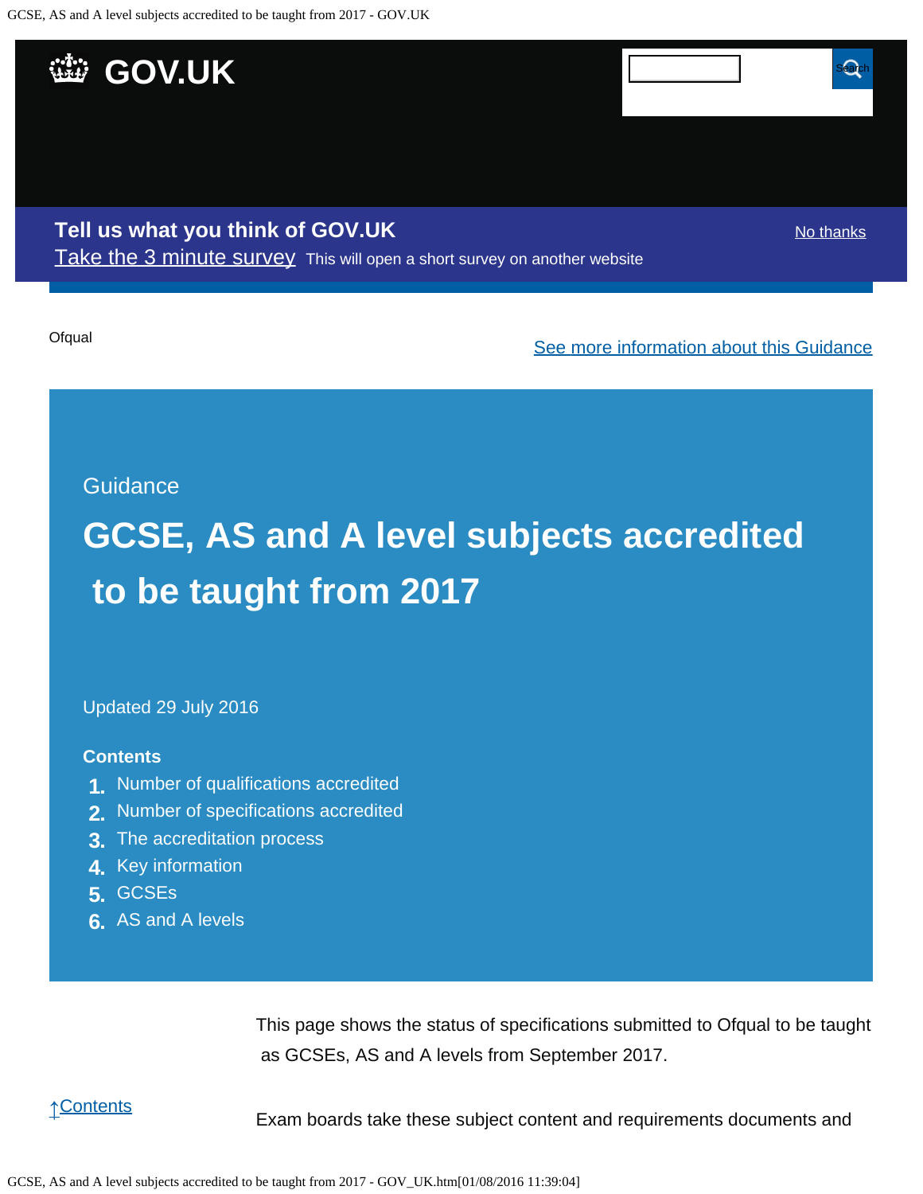Ofqual

See more information about this Guidance

Guidance

# GCSE, AS and A level subjects accredited to be taught from 2017

Updated 29 July 2016

**Contents**

1. Number of qualifications accredited
2. Number of specifications accredited
3. The accreditation process
4. Key information
5. GCSEs
6. AS and A levels

This page shows the status of specifications submitted to Ofqual to be taught as GCSEs, AS and A levels from September 2017.

↑Contents

Exam boards take these subject content and requirements documents and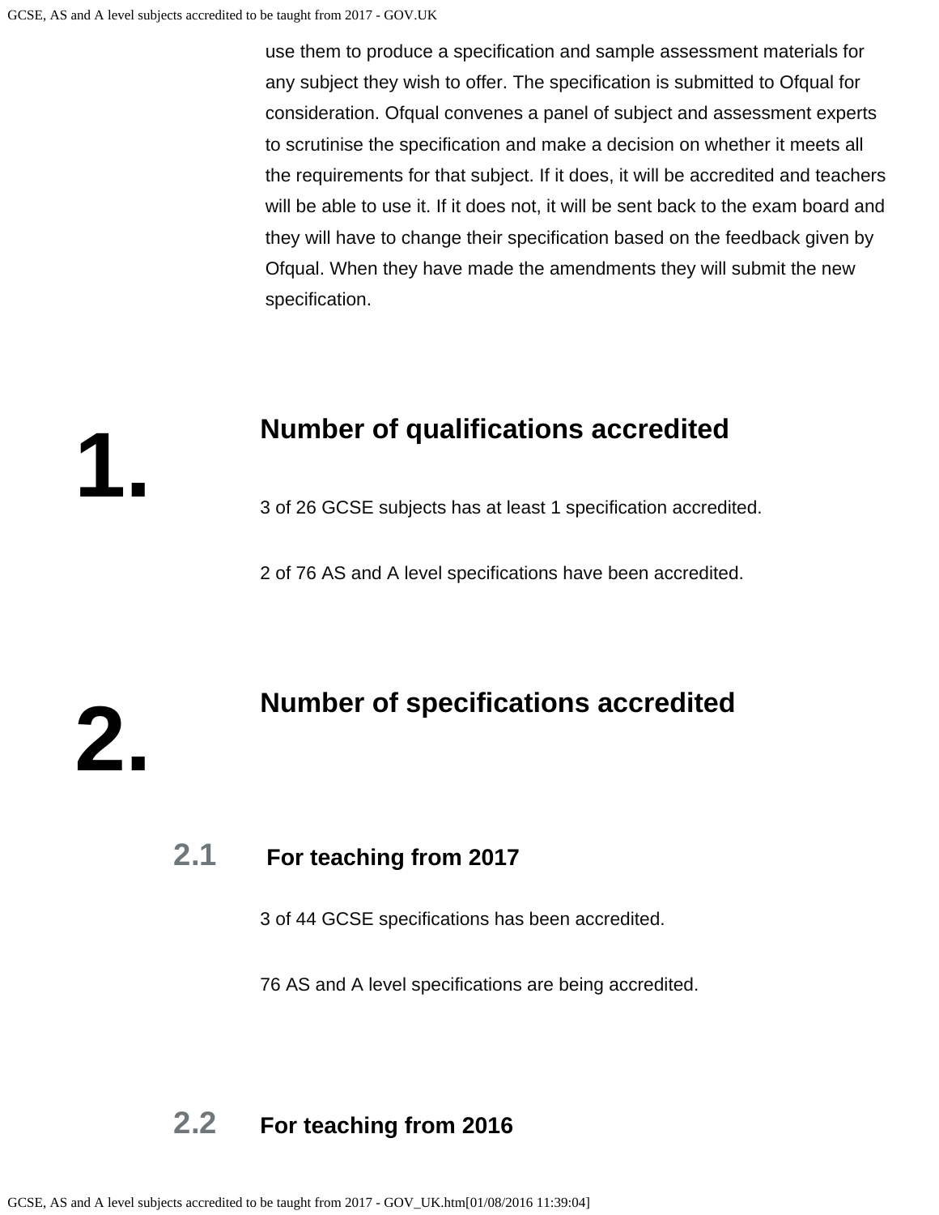use them to produce a specification and sample assessment materials for any subject they wish to offer. The specification is submitted to Ofqual for consideration. Ofqual convenes a panel of subject and assessment experts to scrutinise the specification and make a decision on whether it meets all the requirements for that subject. If it does, it will be accredited and teachers will be able to use it. If it does not, it will be sent back to the exam board and they will have to change their specification based on the feedback given by Ofqual. When they have made the amendments they will submit the new specification.

## 1. Number of qualifications accredited

3 of 26 GCSE subjects has at least 1 specification accredited.

2 of 76 AS and A level specifications have been accredited.

## 2. Number of specifications accredited

### 2.1 For teaching from 2017

3 of 44 GCSE specifications has been accredited.

76 AS and A level specifications are being accredited.

### 2.2 For teaching from 2016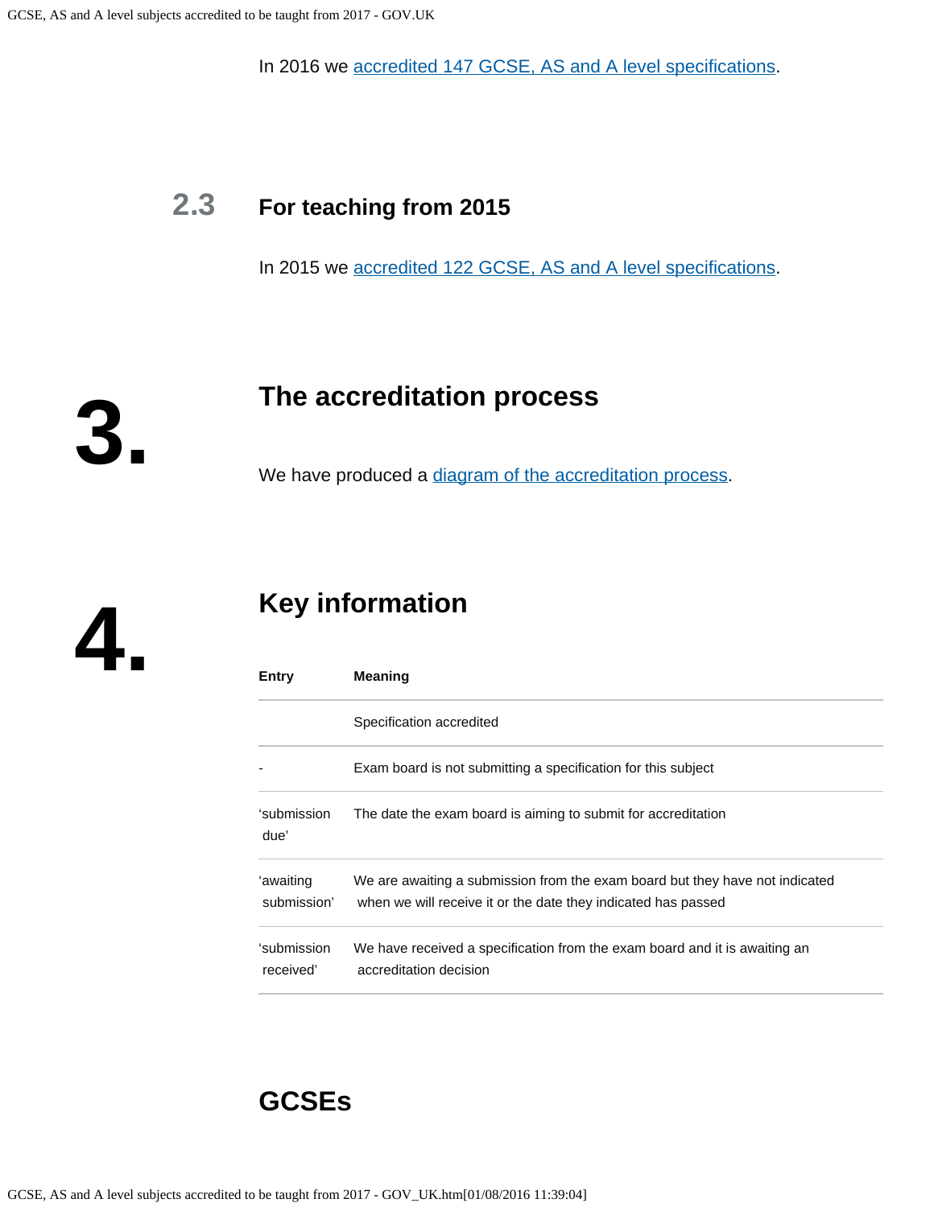In 2016 we accredited 147 GCSE, AS and A level specifications.

### 2.3 For teaching from 2015

In 2015 we accredited 122 GCSE, AS and A level specifications.

## 3. The accreditation process

We have produced a diagram of the accreditation process.

## 4. Key information

| Entry | Meaning |
| --- | --- |
| | Specification accredited |
| - | Exam board is not submitting a specification for this subject |
| 'submission due' | The date the exam board is aiming to submit for accreditation |
| 'awaiting submission' | We are awaiting a submission from the exam board but they have not indicated when we will receive it or the date they indicated has passed |
| 'submission received' | We have received a specification from the exam board and it is awaiting an accreditation decision |

## GCSEs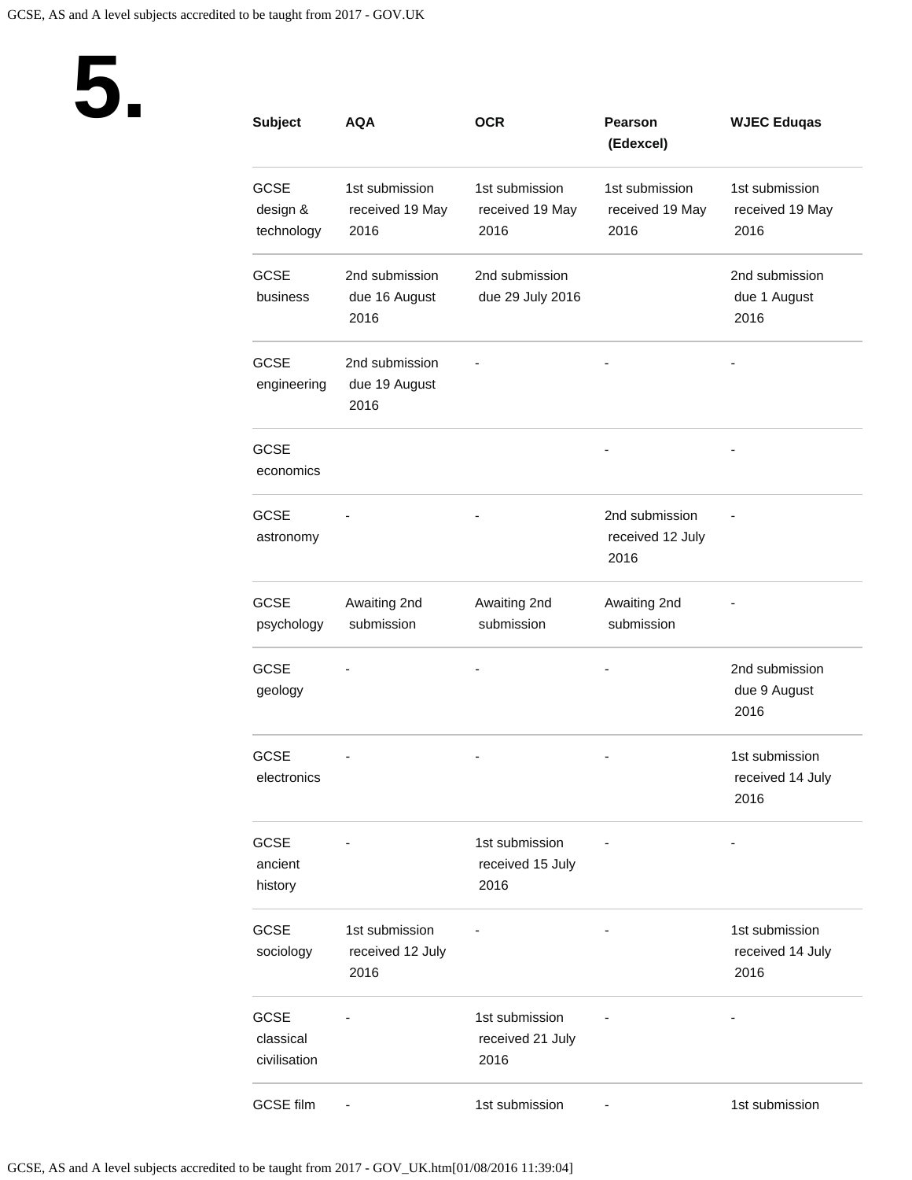# 5.

| Subject | AQA | OCR | Pearson (Edexcel) | WJEC Eduqas |
| --- | --- | --- | --- | --- |
| GCSE design & technology | 1st submission received 19 May 2016 | 1st submission received 19 May 2016 | 1st submission received 19 May 2016 | 1st submission received 19 May 2016 |
| GCSE business | 2nd submission due 16 August 2016 | 2nd submission due 29 July 2016 | | 2nd submission due 1 August 2016 |
| GCSE engineering | 2nd submission due 19 August 2016 | - | - | - |
| GCSE economics | | | - | - |
| GCSE astronomy | - | - | 2nd submission received 12 July 2016 | - |
| GCSE psychology | Awaiting 2nd submission | Awaiting 2nd submission | Awaiting 2nd submission | - |
| GCSE geology | - | - | - | 2nd submission due 9 August 2016 |
| GCSE electronics | - | - | - | 1st submission received 14 July 2016 |
| GCSE ancient history | - | 1st submission received 15 July 2016 | - | - |
| GCSE sociology | 1st submission received 12 July 2016 | - | - | 1st submission received 14 July 2016 |
| GCSE classical civilisation | - | 1st submission received 21 July 2016 | - | - |
| GCSE film | - | 1st submission | - | 1st submission |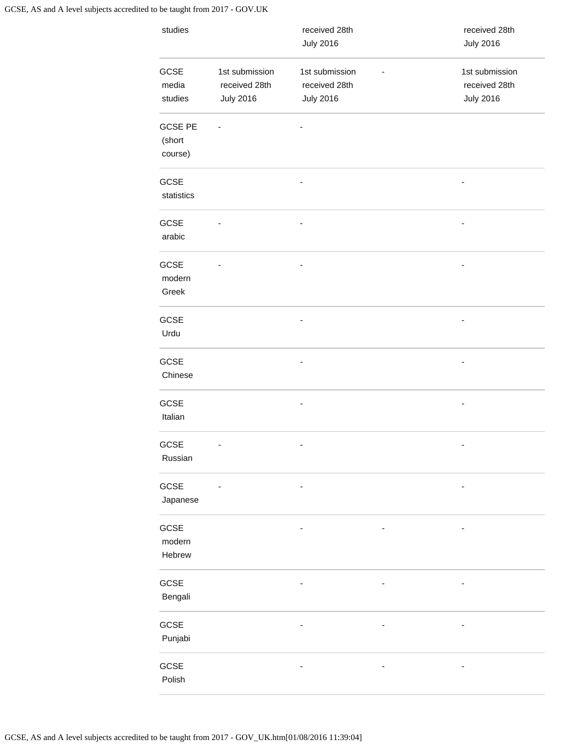| | | | | |
|---|---|---|---|---|
| studies | | received 28th July 2016 | | received 28th July 2016 |
| GCSE media studies | 1st submission received 28th July 2016 | 1st submission received 28th July 2016 | - | 1st submission received 28th July 2016 |
| GCSE PE (short course) | - | - | | |
| GCSE statistics | | - | | - |
| GCSE arabic | - | - | | - |
| GCSE modern Greek | - | - | | - |
| GCSE Urdu | | - | | - |
| GCSE Chinese | | - | | - |
| GCSE Italian | | - | | - |
| GCSE Russian | - | - | | - |
| GCSE Japanese | - | - | | - |
| GCSE modern Hebrew | | - | - | - |
| GCSE Bengali | | - | - | - |
| GCSE Punjabi | | - | - | - |
| GCSE Polish | | - | - | - |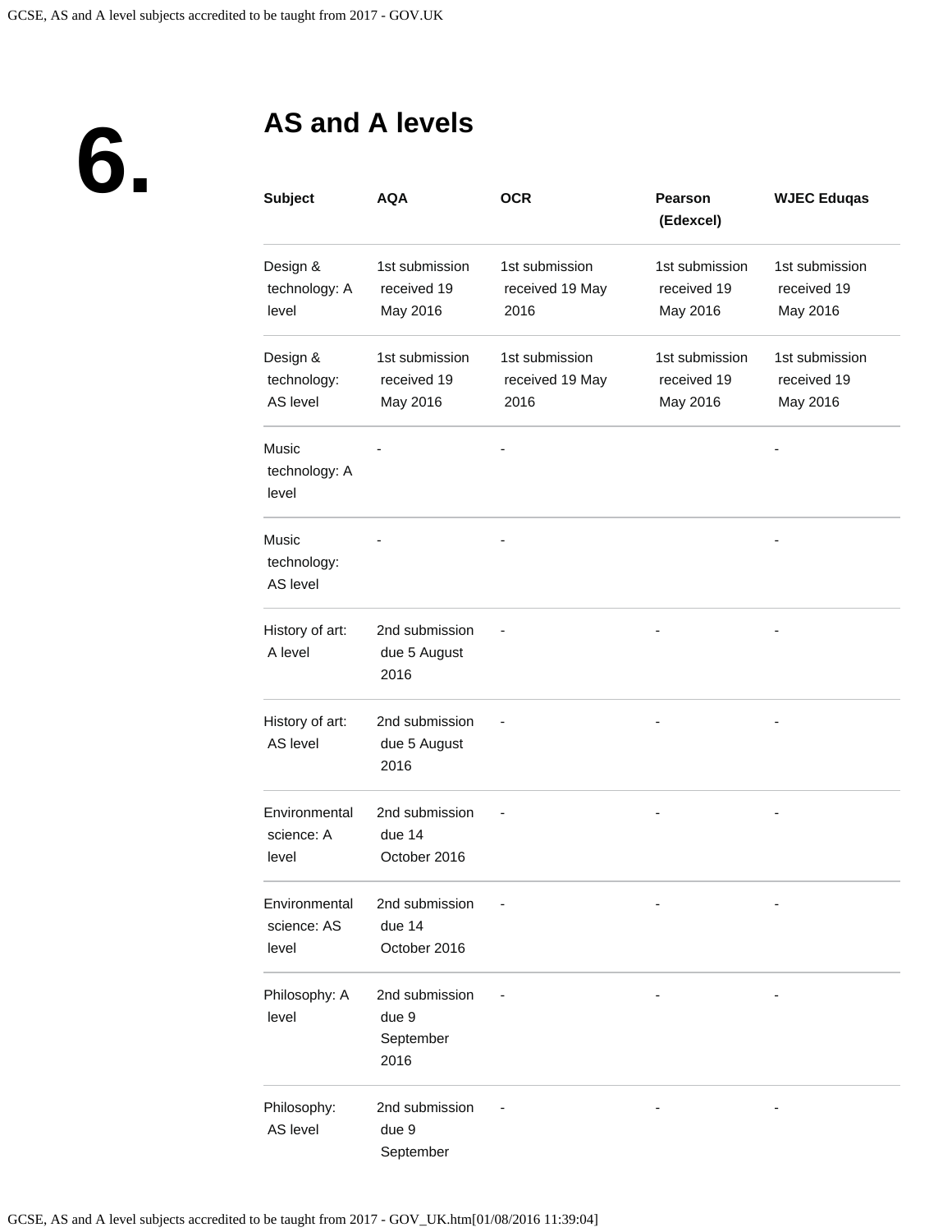## 6. AS and A levels

| Subject | AQA | OCR | Pearson (Edexcel) | WJEC Eduqas |
|---|---|---|---|---|
| Design & technology: A level | 1st submission received 19 May 2016 | 1st submission received 19 May 2016 | 1st submission received 19 May 2016 | 1st submission received 19 May 2016 |
| Design & technology: AS level | 1st submission received 19 May 2016 | 1st submission received 19 May 2016 | 1st submission received 19 May 2016 | 1st submission received 19 May 2016 |
| Music technology: A level | - | - | | - |
| Music technology: AS level | - | - | | - |
| History of art: A level | 2nd submission due 5 August 2016 | - | - | - |
| History of art: AS level | 2nd submission due 5 August 2016 | - | - | - |
| Environmental science: A level | 2nd submission due 14 October 2016 | - | - | - |
| Environmental science: AS level | 2nd submission due 14 October 2016 | - | - | - |
| Philosophy: A level | 2nd submission due 9 September 2016 | - | - | - |
| Philosophy: AS level | 2nd submission due 9 September | - | - | - |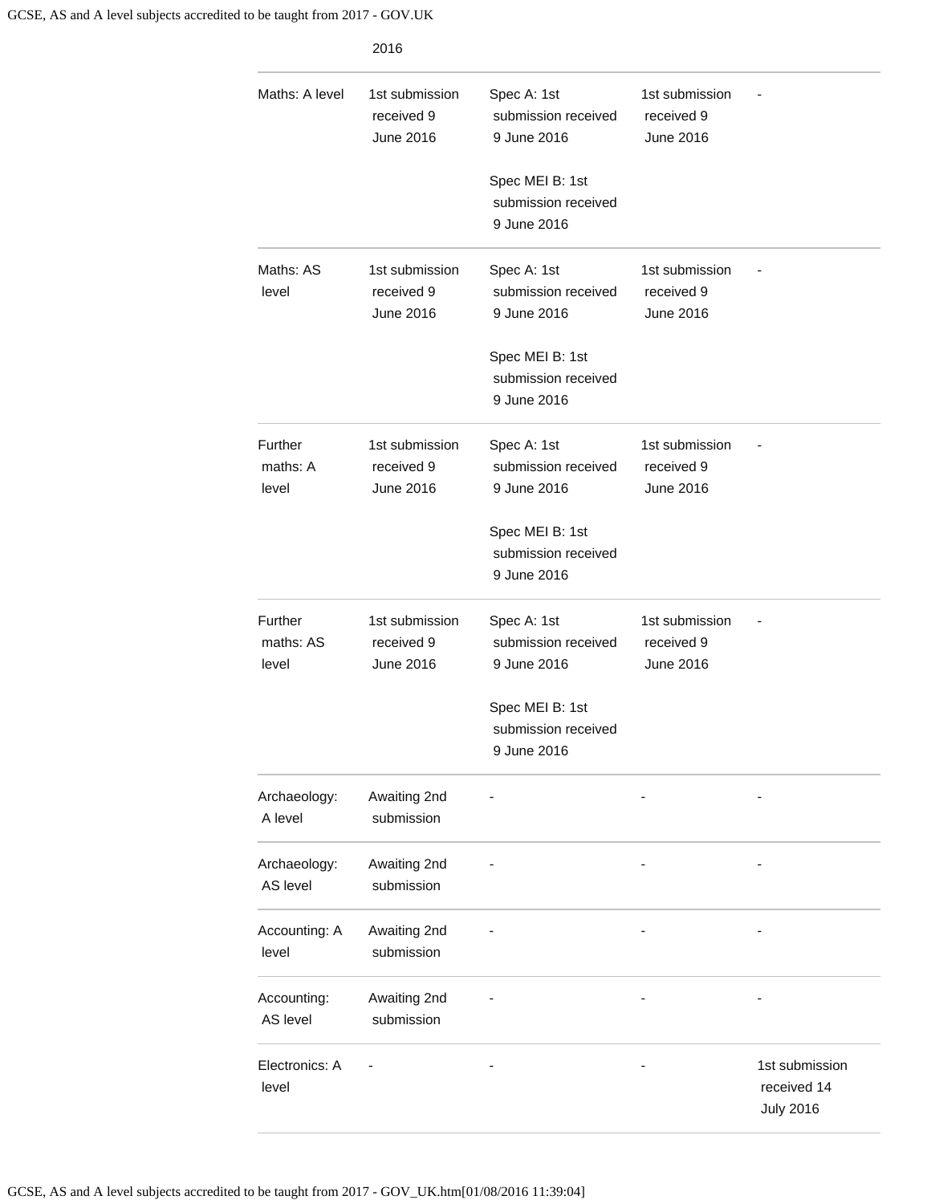| | 2016 | | | |
|---|---|---|---|---|
| Maths: A level | 1st submission received 9 June 2016 | Spec A: 1st submission received 9 June 2016<br><br>Spec MEI B: 1st submission received 9 June 2016 | 1st submission received 9 June 2016 | - |
| Maths: AS level | 1st submission received 9 June 2016 | Spec A: 1st submission received 9 June 2016<br><br>Spec MEI B: 1st submission received 9 June 2016 | 1st submission received 9 June 2016 | - |
| Further maths: A level | 1st submission received 9 June 2016 | Spec A: 1st submission received 9 June 2016<br><br>Spec MEI B: 1st submission received 9 June 2016 | 1st submission received 9 June 2016 | - |
| Further maths: AS level | 1st submission received 9 June 2016 | Spec A: 1st submission received 9 June 2016<br><br>Spec MEI B: 1st submission received 9 June 2016 | 1st submission received 9 June 2016 | - |
| Archaeology: A level | Awaiting 2nd submission | - | - | - |
| Archaeology: AS level | Awaiting 2nd submission | - | - | - |
| Accounting: A level | Awaiting 2nd submission | - | - | - |
| Accounting: AS level | Awaiting 2nd submission | - | - | - |
| Electronics: A level | - | - | - | 1st submission received 14 July 2016 |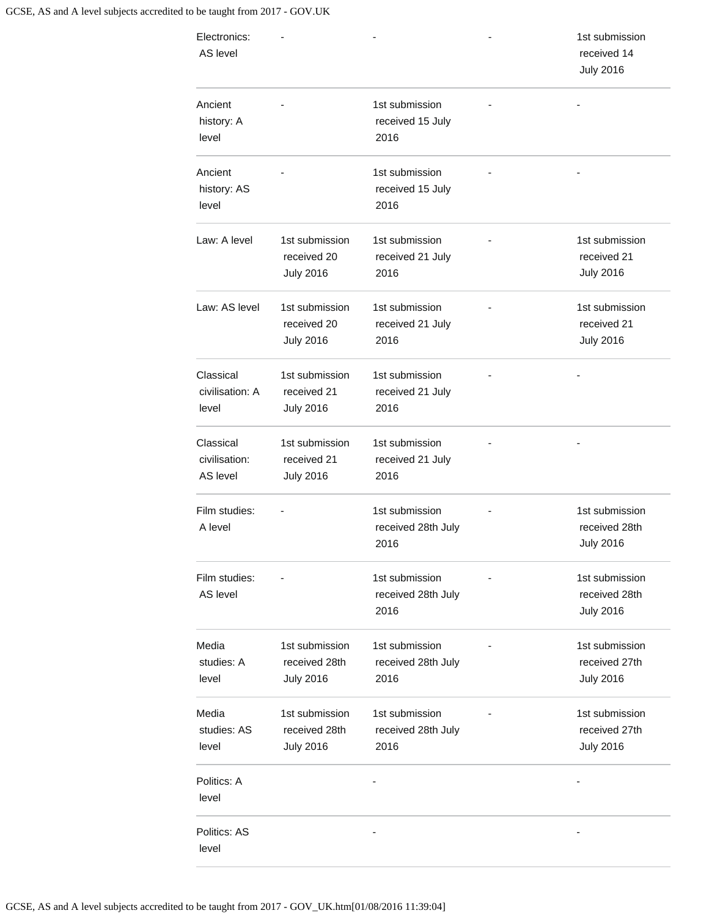| | | | | |
|---|---|---|---|---|
| Electronics: AS level | - | - | - | 1st submission received 14 July 2016 |
| Ancient history: A level | - | 1st submission received 15 July 2016 | - | - |
| Ancient history: AS level | - | 1st submission received 15 July 2016 | - | - |
| Law: A level | 1st submission received 20 July 2016 | 1st submission received 21 July 2016 | - | 1st submission received 21 July 2016 |
| Law: AS level | 1st submission received 20 July 2016 | 1st submission received 21 July 2016 | - | 1st submission received 21 July 2016 |
| Classical civilisation: A level | 1st submission received 21 July 2016 | 1st submission received 21 July 2016 | - | - |
| Classical civilisation: AS level | 1st submission received 21 July 2016 | 1st submission received 21 July 2016 | - | - |
| Film studies: A level | - | 1st submission received 28th July 2016 | - | 1st submission received 28th July 2016 |
| Film studies: AS level | - | 1st submission received 28th July 2016 | - | 1st submission received 28th July 2016 |
| Media studies: A level | 1st submission received 28th July 2016 | 1st submission received 28th July 2016 | - | 1st submission received 27th July 2016 |
| Media studies: AS level | 1st submission received 28th July 2016 | 1st submission received 28th July 2016 | - | 1st submission received 27th July 2016 |
| Politics: A level | | - | | - |
| Politics: AS level | | - | | - |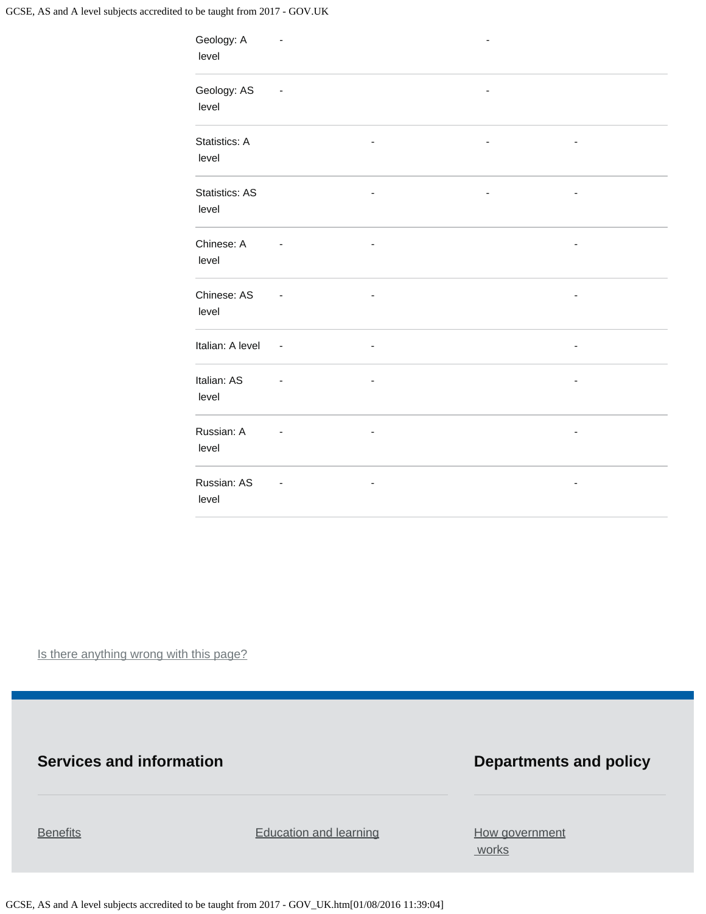| | | | | |
|---|---|---|---|---|
| Geology: A level | - | | - | |
| Geology: AS level | - | | - | |
| Statistics: A level | | - | - | - |
| Statistics: AS level | | - | - | - |
| Chinese: A level | - | - | | - |
| Chinese: AS level | - | - | | - |
| Italian: A level | - | - | | - |
| Italian: AS level | - | - | | - |
| Russian: A level | - | - | | - |
| Russian: AS level | - | - | | - |

Is there anything wrong with this page?

## Services and information

Benefits

Education and learning

## Departments and policy

How government works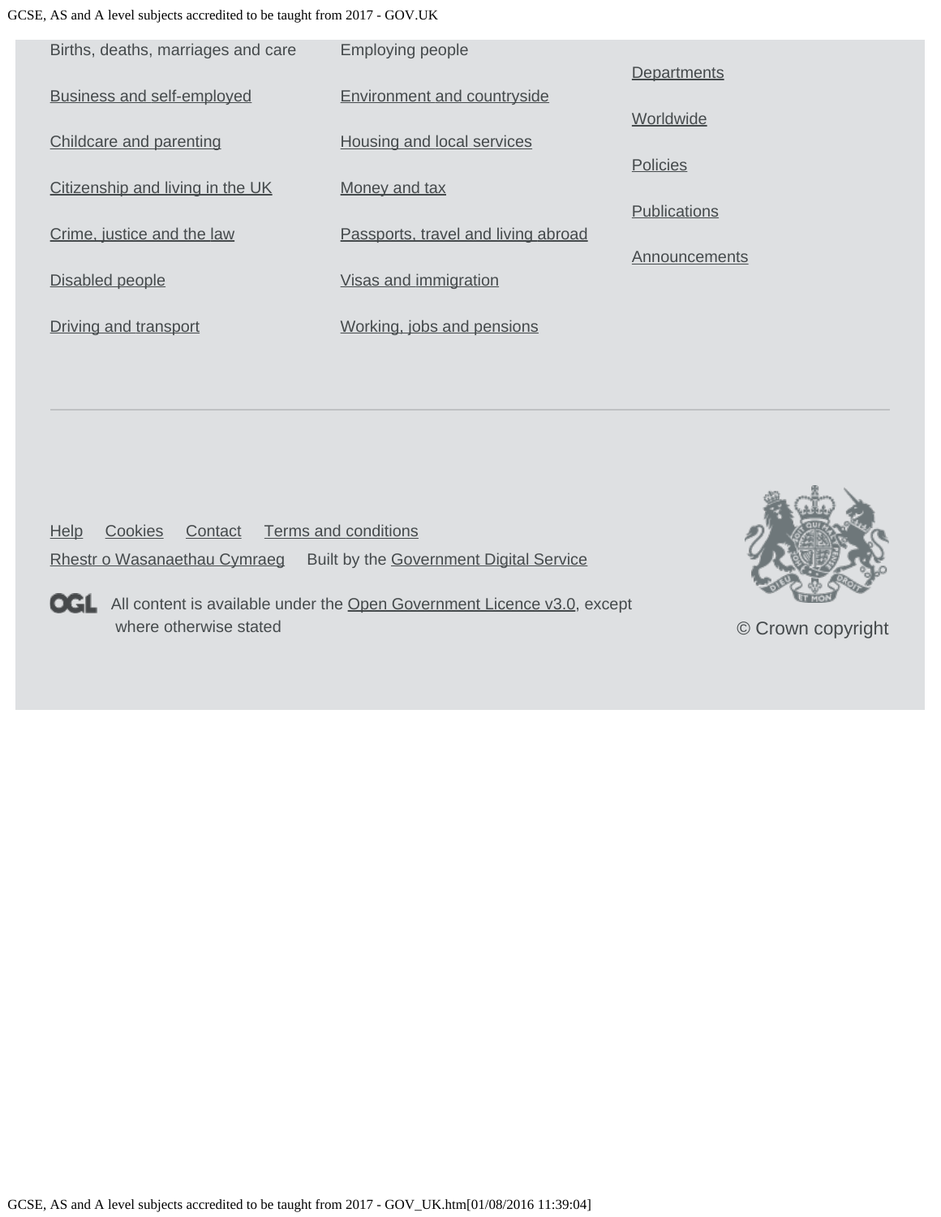Births, deaths, marriages and care

Business and self-employed

Childcare and parenting

Citizenship and living in the UK

Crime, justice and the law

Disabled people

Driving and transport

Employing people

Environment and countryside

Housing and local services

Money and tax

Passports, travel and living abroad

Visas and immigration

Working, jobs and pensions

Departments

Worldwide

Policies

Publications

Announcements

---

Help Cookies Contact Terms and conditions

Rhestr o Wasanaethau Cymraeg Built by the Government Digital Service

All content is available under the Open Government Licence v3.0, except where otherwise stated

© Crown copyright